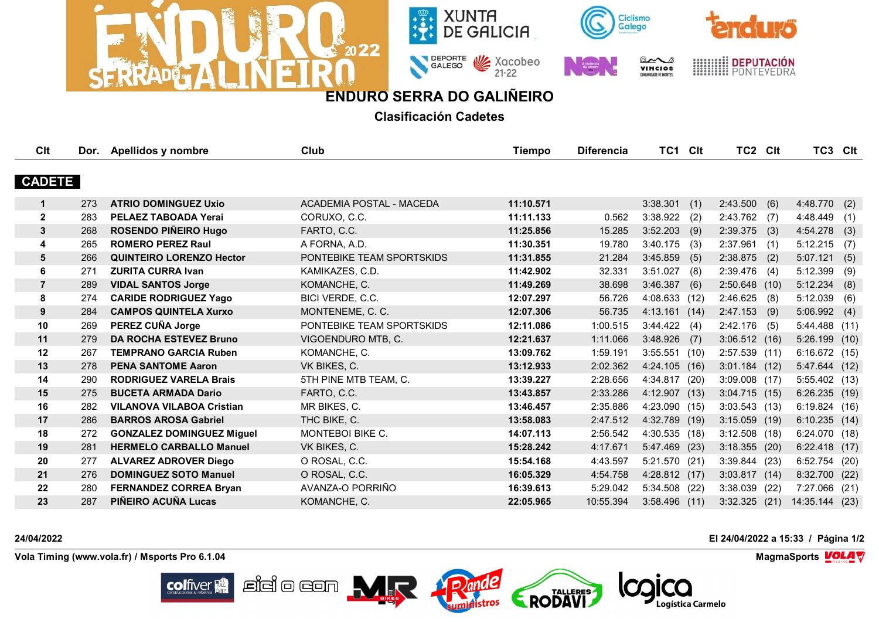# ENDURO SERRA DO GALIÑEIRO

## Clasificación Cadetes

| Clt | Dor. | Apellidos y nombre | Club | Tiempo | Diferencia | TC1 | Clt | TC2 | Clt | TC3 | Clt |
|---|---|---|---|---|---|---|---|---|---|---|---|
| **CADETE** | | | | | | | | | | | |
| **1** | 273 | **ATRIO DOMINGUEZ Uxio** | ACADEMIA POSTAL - MACEDA | **11:10.571** | | 3:38.301 | (1) | 2:43.500 | (6) | 4:48.770 | (2) |
| **2** | 283 | **PELAEZ TABOADA Yerai** | CORUXO, C.C. | **11:11.133** | 0.562 | 3:38.922 | (2) | 2:43.762 | (7) | 4:48.449 | (1) |
| **3** | 268 | **ROSENDO PIÑEIRO Hugo** | FARTO, C.C. | **11:25.856** | 15.285 | 3:52.203 | (9) | 2:39.375 | (3) | 4:54.278 | (3) |
| **4** | 265 | **ROMERO PEREZ Raul** | A FORNA, A.D. | **11:30.351** | 19.780 | 3:40.175 | (3) | 2:37.961 | (1) | 5:12.215 | (7) |
| **5** | 266 | **QUINTEIRO LORENZO Hector** | PONTEBIKE TEAM SPORTSKIDS | **11:31.855** | 21.284 | 3:45.859 | (5) | 2:38.875 | (2) | 5:07.121 | (5) |
| **6** | 271 | **ZURITA CURRA Ivan** | KAMIKAZES, C.D. | **11:42.902** | 32.331 | 3:51.027 | (8) | 2:39.476 | (4) | 5:12.399 | (9) |
| **7** | 289 | **VIDAL SANTOS Jorge** | KOMANCHE, C. | **11:49.269** | 38.698 | 3:46.387 | (6) | 2:50.648 | (10) | 5:12.234 | (8) |
| **8** | 274 | **CARIDE RODRIGUEZ Yago** | BICI VERDE, C.C. | **12:07.297** | 56.726 | 4:08.633 | (12) | 2:46.625 | (8) | 5:12.039 | (6) |
| **9** | 284 | **CAMPOS QUINTELA Xurxo** | MONTENEME, C. C. | **12:07.306** | 56.735 | 4:13.161 | (14) | 2:47.153 | (9) | 5:06.992 | (4) |
| **10** | 269 | **PEREZ CUÑA Jorge** | PONTEBIKE TEAM SPORTSKIDS | **12:11.086** | 1:00.515 | 3:44.422 | (4) | 2:42.176 | (5) | 5:44.488 | (11) |
| **11** | 279 | **DA ROCHA ESTEVEZ Bruno** | VIGOENDURO MTB, C. | **12:21.637** | 1:11.066 | 3:48.926 | (7) | 3:06.512 | (16) | 5:26.199 | (10) |
| **12** | 267 | **TEMPRANO GARCIA Ruben** | KOMANCHE, C. | **13:09.762** | 1:59.191 | 3:55.551 | (10) | 2:57.539 | (11) | 6:16.672 | (15) |
| **13** | 278 | **PENA SANTOME Aaron** | VK BIKES, C. | **13:12.933** | 2:02.362 | 4:24.105 | (16) | 3:01.184 | (12) | 5:47.644 | (12) |
| **14** | 290 | **RODRIGUEZ VARELA Brais** | 5TH PINE MTB TEAM, C. | **13:39.227** | 2:28.656 | 4:34.817 | (20) | 3:09.008 | (17) | 5:55.402 | (13) |
| **15** | 275 | **BUCETA ARMADA Dario** | FARTO, C.C. | **13:43.857** | 2:33.286 | 4:12.907 | (13) | 3:04.715 | (15) | 6:26.235 | (19) |
| **16** | 282 | **VILANOVA VILABOA Cristian** | MR BIKES, C. | **13:46.457** | 2:35.886 | 4:23.090 | (15) | 3:03.543 | (13) | 6:19.824 | (16) |
| **17** | 286 | **BARROS AROSA Gabriel** | THC BIKE, C. | **13:58.083** | 2:47.512 | 4:32.789 | (19) | 3:15.059 | (19) | 6:10.235 | (14) |
| **18** | 272 | **GONZALEZ DOMINGUEZ Miguel** | MONTEBOI BIKE C. | **14:07.113** | 2:56.542 | 4:30.535 | (18) | 3:12.508 | (18) | 6:24.070 | (18) |
| **19** | 281 | **HERMELO CARBALLO Manuel** | VK BIKES, C. | **15:28.242** | 4:17.671 | 5:47.469 | (23) | 3:18.355 | (20) | 6:22.418 | (17) |
| **20** | 277 | **ALVAREZ ADROVER Diego** | O ROSAL, C.C. | **15:54.168** | 4:43.597 | 5:21.570 | (21) | 3:39.844 | (23) | 6:52.754 | (20) |
| **21** | 276 | **DOMINGUEZ SOTO Manuel** | O ROSAL, C.C. | **16:05.329** | 4:54.758 | 4:28.812 | (17) | 3:03.817 | (14) | 8:32.700 | (22) |
| **22** | 280 | **FERNANDEZ CORREA Bryan** | AVANZA-O PORRIÑO | **16:39.613** | 5:29.042 | 5:34.508 | (22) | 3:38.039 | (22) | 7:27.066 | (21) |
| **23** | 287 | **PIÑEIRO ACUÑA Lucas** | KOMANCHE, C. | **22:05.965** | 10:55.394 | 3:58.496 | (11) | 3:32.325 | (21) | 14:35.144 | (23) |

**24/04/2022** **El 24/04/2022 a 15:33**

**Vola Timing (www.vola.fr) / Msports Pro 6.1.04** **MagmaSports**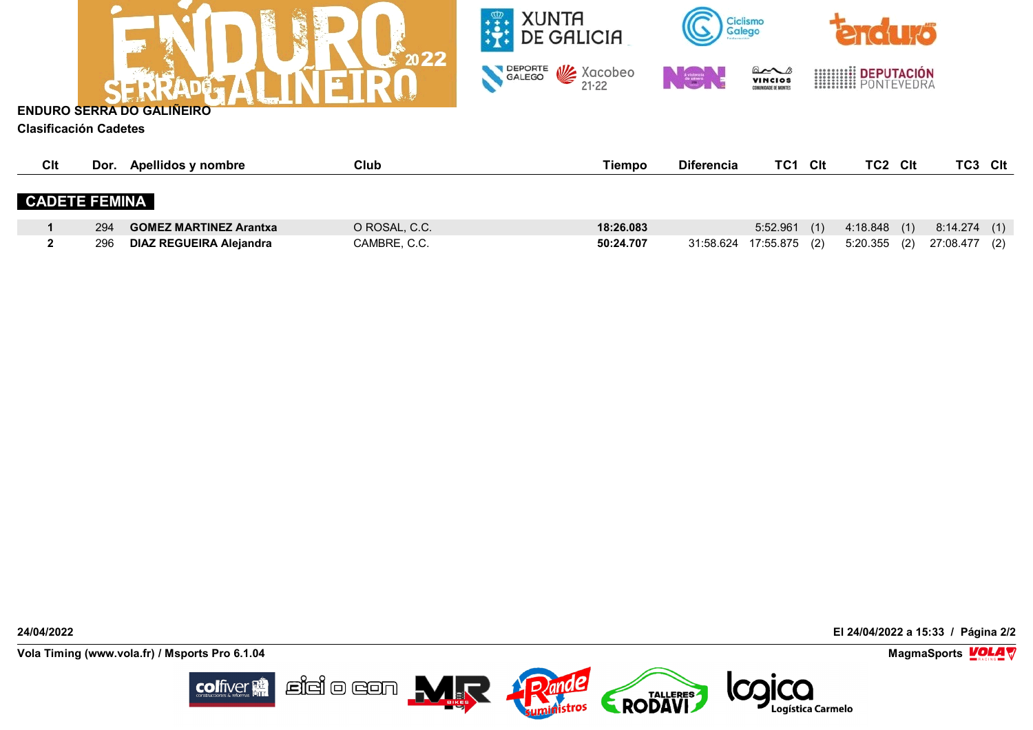**ENDURO SERRA DO GALIÑEIRO**

**Clasificación Cadetes**

| Clt | Dor. | Apellidos y nombre | Club | Tiempo | Diferencia | TC1 | Clt | TC2 | Clt | TC3 | Clt |
|---|---|---|---|---|---|---|---|---|---|---|---|
| **CADETE FEMINA** | | | | | | | | | | | |
| **1** | 294 | **GOMEZ MARTINEZ Arantxa** | O ROSAL, C.C. | **18:26.083** | | 5:52.961 | (1) | 4:18.848 | (1) | 8:14.274 | (1) |
| **2** | 296 | **DIAZ REGUEIRA Alejandra** | CAMBRE, C.C. | **50:24.707** | 31:58.624 | 17:55.875 | (2) | 5:20.355 | (2) | 27:08.477 | (2) |

24/04/2022

El 24/04/2022 a 15:33

Vola Timing (www.vola.fr) / Msports Pro 6.1.04

MagmaSports